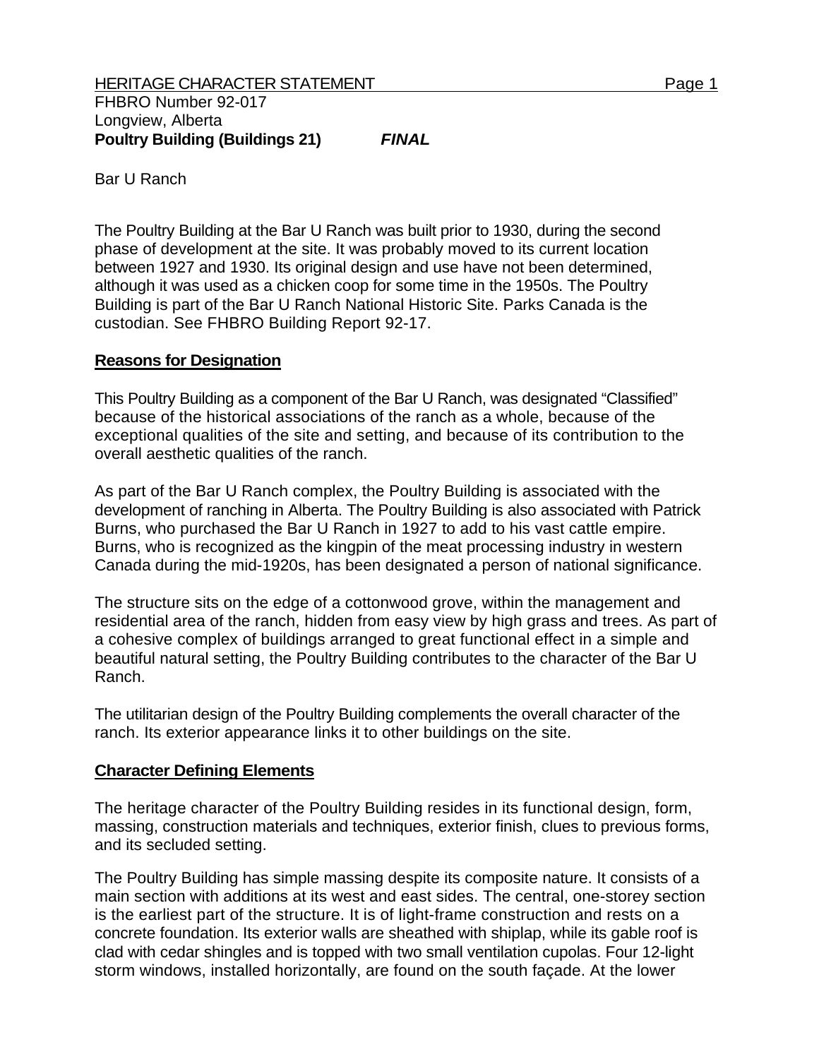HERITAGE CHARACTER STATEMENT

FHBRO Number 92-017
Longview, Alberta
**Poultry Building (Buildings 21)** ***FINAL***

Bar U Ranch

The Poultry Building at the Bar U Ranch was built prior to 1930, during the second phase of development at the site. It was probably moved to its current location between 1927 and 1930. Its original design and use have not been determined, although it was used as a chicken coop for some time in the 1950s. The Poultry Building is part of the Bar U Ranch National Historic Site. Parks Canada is the custodian. See FHBRO Building Report 92-17.

## Reasons for Designation

This Poultry Building as a component of the Bar U Ranch, was designated "Classified" because of the historical associations of the ranch as a whole, because of the exceptional qualities of the site and setting, and because of its contribution to the overall aesthetic qualities of the ranch.

As part of the Bar U Ranch complex, the Poultry Building is associated with the development of ranching in Alberta. The Poultry Building is also associated with Patrick Burns, who purchased the Bar U Ranch in 1927 to add to his vast cattle empire. Burns, who is recognized as the kingpin of the meat processing industry in western Canada during the mid-1920s, has been designated a person of national significance.

The structure sits on the edge of a cottonwood grove, within the management and residential area of the ranch, hidden from easy view by high grass and trees. As part of a cohesive complex of buildings arranged to great functional effect in a simple and beautiful natural setting, the Poultry Building contributes to the character of the Bar U Ranch.

The utilitarian design of the Poultry Building complements the overall character of the ranch. Its exterior appearance links it to other buildings on the site.

## Character Defining Elements

The heritage character of the Poultry Building resides in its functional design, form, massing, construction materials and techniques, exterior finish, clues to previous forms, and its secluded setting.

The Poultry Building has simple massing despite its composite nature. It consists of a main section with additions at its west and east sides. The central, one-storey section is the earliest part of the structure. It is of light-frame construction and rests on a concrete foundation. Its exterior walls are sheathed with shiplap, while its gable roof is clad with cedar shingles and is topped with two small ventilation cupolas. Four 12-light storm windows, installed horizontally, are found on the south façade. At the lower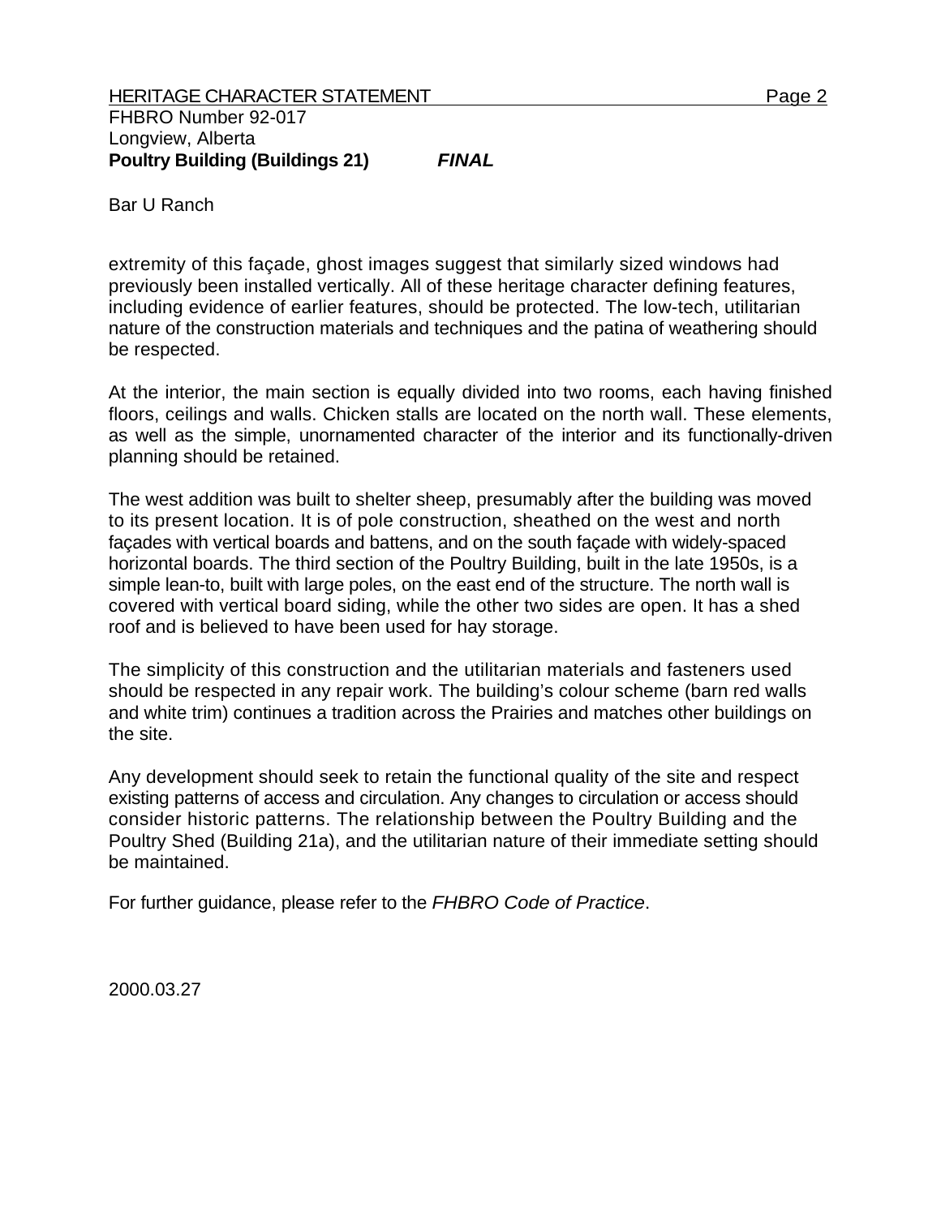Bar U Ranch

extremity of this façade, ghost images suggest that similarly sized windows had previously been installed vertically. All of these heritage character defining features, including evidence of earlier features, should be protected. The low-tech, utilitarian nature of the construction materials and techniques and the patina of weathering should be respected.

At the interior, the main section is equally divided into two rooms, each having finished floors, ceilings and walls. Chicken stalls are located on the north wall. These elements, as well as the simple, unornamented character of the interior and its functionally-driven planning should be retained.

The west addition was built to shelter sheep, presumably after the building was moved to its present location. It is of pole construction, sheathed on the west and north façades with vertical boards and battens, and on the south façade with widely-spaced horizontal boards. The third section of the Poultry Building, built in the late 1950s, is a simple lean-to, built with large poles, on the east end of the structure. The north wall is covered with vertical board siding, while the other two sides are open. It has a shed roof and is believed to have been used for hay storage.

The simplicity of this construction and the utilitarian materials and fasteners used should be respected in any repair work. The building's colour scheme (barn red walls and white trim) continues a tradition across the Prairies and matches other buildings on the site.

Any development should seek to retain the functional quality of the site and respect existing patterns of access and circulation. Any changes to circulation or access should consider historic patterns. The relationship between the Poultry Building and the Poultry Shed (Building 21a), and the utilitarian nature of their immediate setting should be maintained.

For further guidance, please refer to the *FHBRO Code of Practice*.

2000.03.27